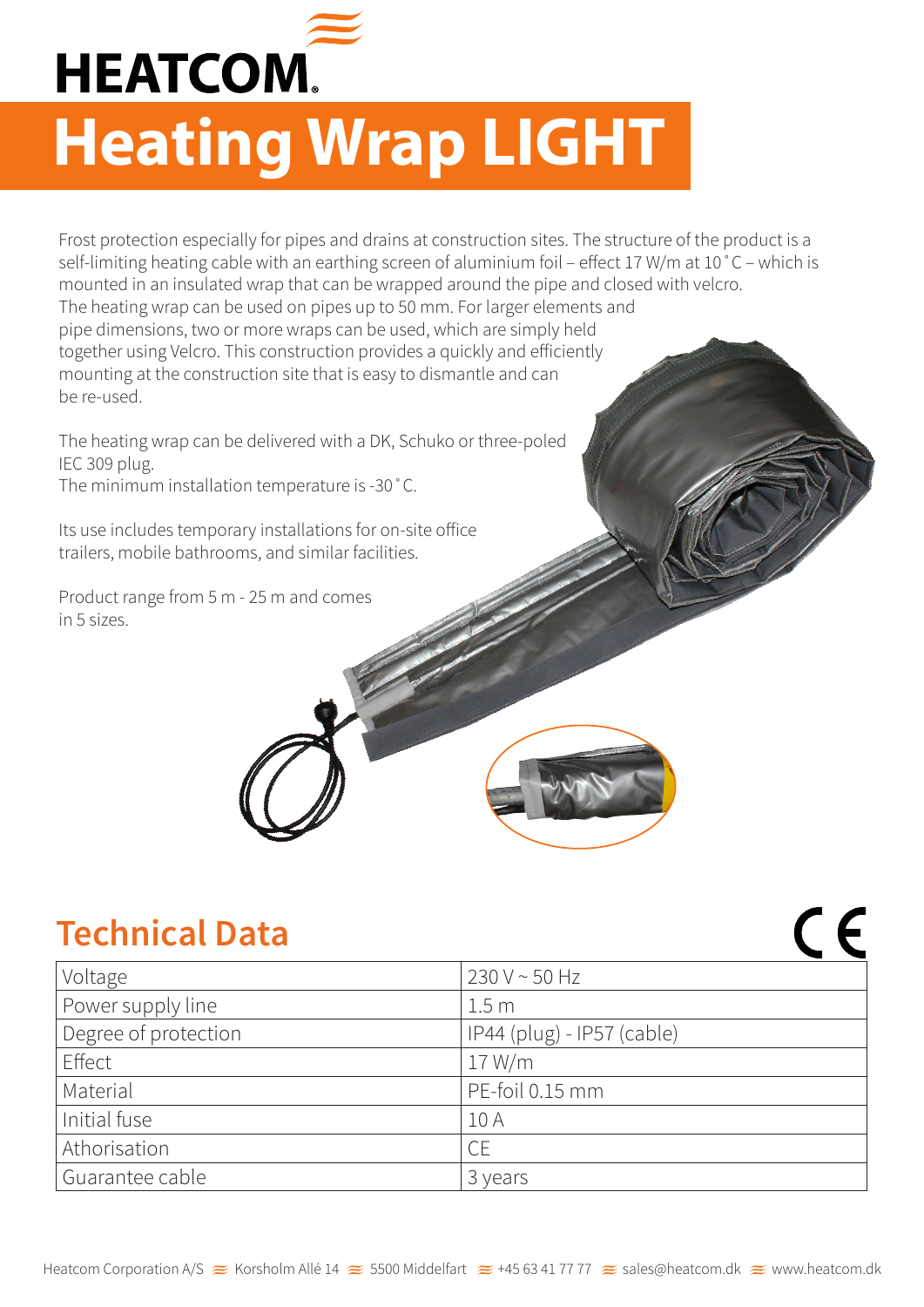# HEATCOM

# Heating Wrap LIGHT

Frost protection especially for pipes and drains at construction sites. The structure of the product is a self-limiting heating cable with an earthing screen of aluminium foil – effect 17 W/m at 10˚C – which is mounted in an insulated wrap that can be wrapped around the pipe and closed with velcro. The heating wrap can be used on pipes up to 50 mm. For larger elements and pipe dimensions, two or more wraps can be used, which are simply held together using Velcro. This construction provides a quickly and efficiently mounting at the construction site that is easy to dismantle and can be re-used.

The heating wrap can be delivered with a DK, Schuko or three-poled IEC 309 plug.
The minimum installation temperature is -30˚C.

Its use includes temporary installations for on-site office trailers, mobile bathrooms, and similar facilities.

Product range from 5 m - 25 m and comes in 5 sizes.

## Technical Data

| | |
|---|---|
| Voltage | 230 V ~ 50 Hz |
| Power supply line | 1.5 m |
| Degree of protection | IP44 (plug) - IP57 (cable) |
| Effect | 17 W/m |
| Material | PE-foil 0.15 mm |
| Initial fuse | 10 A |
| Athorisation | CE |
| Guarantee cable | 3 years |

Heatcom Corporation A/S ≋ Korsholm Allé 14 ≋ 5500 Middelfart ≋ +45 63 41 77 77 ≋ sales@heatcom.dk ≋ www.heatcom.dk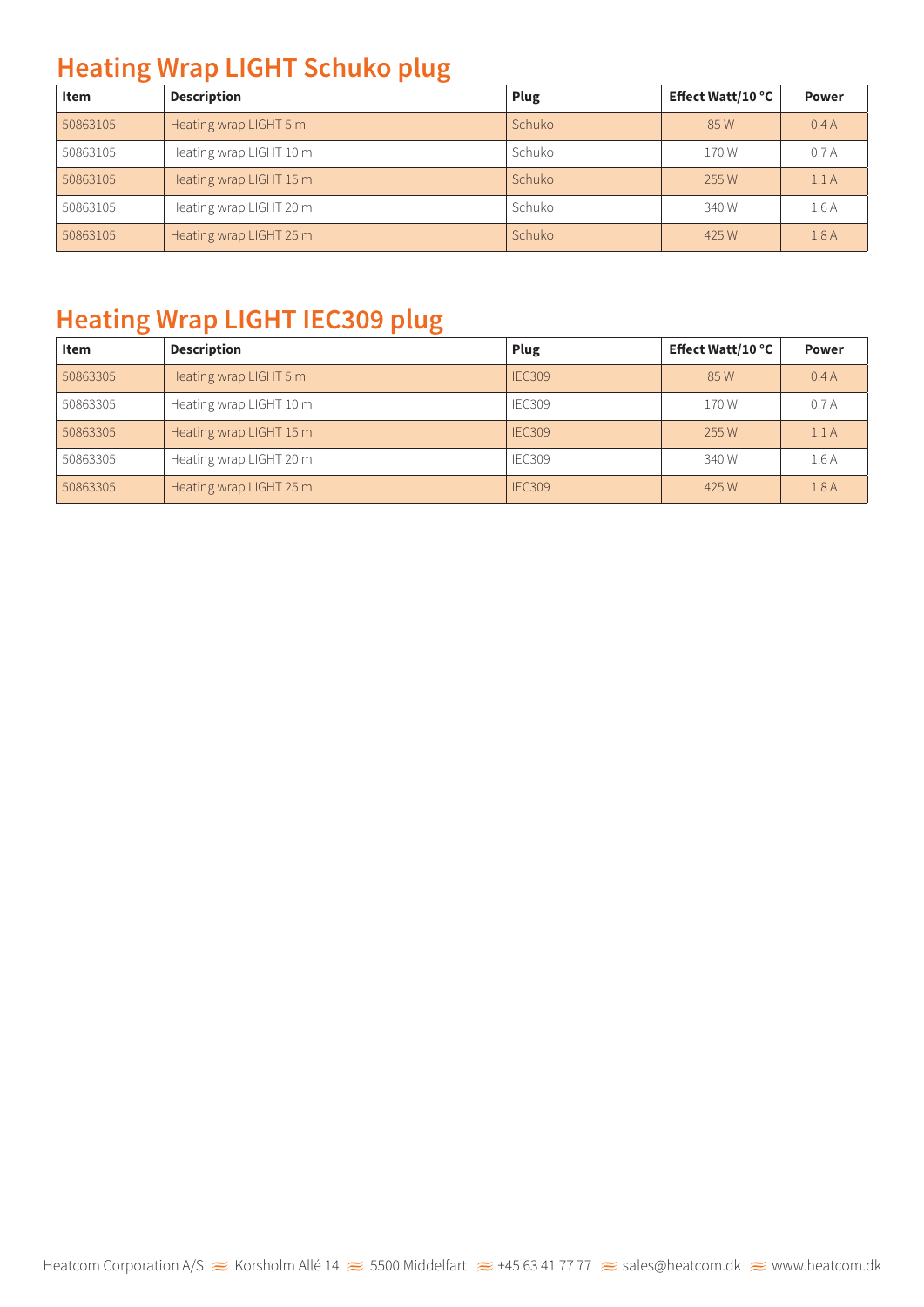## Heating Wrap LIGHT Schuko plug

| Item | Description | Plug | Effect Watt/10 °C | Power |
|---|---|---|---|---|
| 50863105 | Heating wrap LIGHT 5 m | Schuko | 85 W | 0.4 A |
| 50863105 | Heating wrap LIGHT 10 m | Schuko | 170 W | 0.7 A |
| 50863105 | Heating wrap LIGHT 15 m | Schuko | 255 W | 1.1 A |
| 50863105 | Heating wrap LIGHT 20 m | Schuko | 340 W | 1.6 A |
| 50863105 | Heating wrap LIGHT 25 m | Schuko | 425 W | 1.8 A |

## Heating Wrap LIGHT IEC309 plug

| Item | Description | Plug | Effect Watt/10 °C | Power |
|---|---|---|---|---|
| 50863305 | Heating wrap LIGHT 5 m | IEC309 | 85 W | 0.4 A |
| 50863305 | Heating wrap LIGHT 10 m | IEC309 | 170 W | 0.7 A |
| 50863305 | Heating wrap LIGHT 15 m | IEC309 | 255 W | 1.1 A |
| 50863305 | Heating wrap LIGHT 20 m | IEC309 | 340 W | 1.6 A |
| 50863305 | Heating wrap LIGHT 25 m | IEC309 | 425 W | 1.8 A |

Heatcom Corporation A/S ≋ Korsholm Allé 14 ≋ 5500 Middelfart ≋ +45 63 41 77 77 ≋ sales@heatcom.dk ≋ www.heatcom.dk